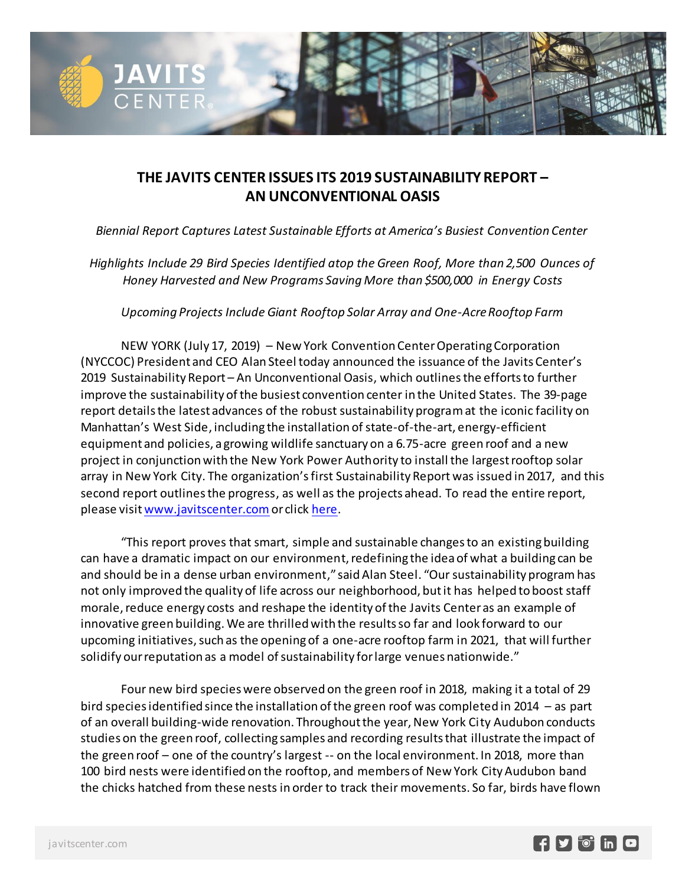# THE JAVITS CENTER ISSUES ITS 2019 SUSTAINABILITY REPORT – AN UNCONVENTIONAL OASIS

*Biennial Report Captures Latest Sustainable Efforts at America's Busiest Convention Center*

*Highlights Include 29 Bird Species Identified atop the Green Roof, More than 2,500 Ounces of Honey Harvested and New Programs Saving More than $500,000 in Energy Costs*

*Upcoming Projects Include Giant Rooftop Solar Array and One-Acre Rooftop Farm*

NEW YORK (July 17, 2019) – New York Convention Center Operating Corporation (NYCCOC) President and CEO Alan Steel today announced the issuance of the Javits Center's 2019 Sustainability Report – An Unconventional Oasis, which outlines the efforts to further improve the sustainability of the busiest convention center in the United States. The 39-page report details the latest advances of the robust sustainability program at the iconic facility on Manhattan's West Side, including the installation of state-of-the-art, energy-efficient equipment and policies, a growing wildlife sanctuary on a 6.75-acre green roof and a new project in conjunction with the New York Power Authority to install the largest rooftop solar array in New York City. The organization's first Sustainability Report was issued in 2017, and this second report outlines the progress, as well as the projects ahead. To read the entire report, please visit [www.javitscenter.com](http://www.javitscenter.com) or click [here](#).

"This report proves that smart, simple and sustainable changes to an existing building can have a dramatic impact on our environment, redefining the idea of what a building can be and should be in a dense urban environment," said Alan Steel. "Our sustainability program has not only improved the quality of life across our neighborhood, but it has helped to boost staff morale, reduce energy costs and reshape the identity of the Javits Center as an example of innovative green building. We are thrilled with the results so far and look forward to our upcoming initiatives, such as the opening of a one-acre rooftop farm in 2021, that will further solidify our reputation as a model of sustainability for large venues nationwide."

Four new bird species were observed on the green roof in 2018, making it a total of 29 bird species identified since the installation of the green roof was completed in 2014 – as part of an overall building-wide renovation. Throughout the year, New York City Audubon conducts studies on the green roof, collecting samples and recording results that illustrate the impact of the green roof – one of the country's largest -- on the local environment. In 2018, more than 100 bird nests were identified on the rooftop, and members of New York City Audubon band the chicks hatched from these nests in order to track their movements. So far, birds have flown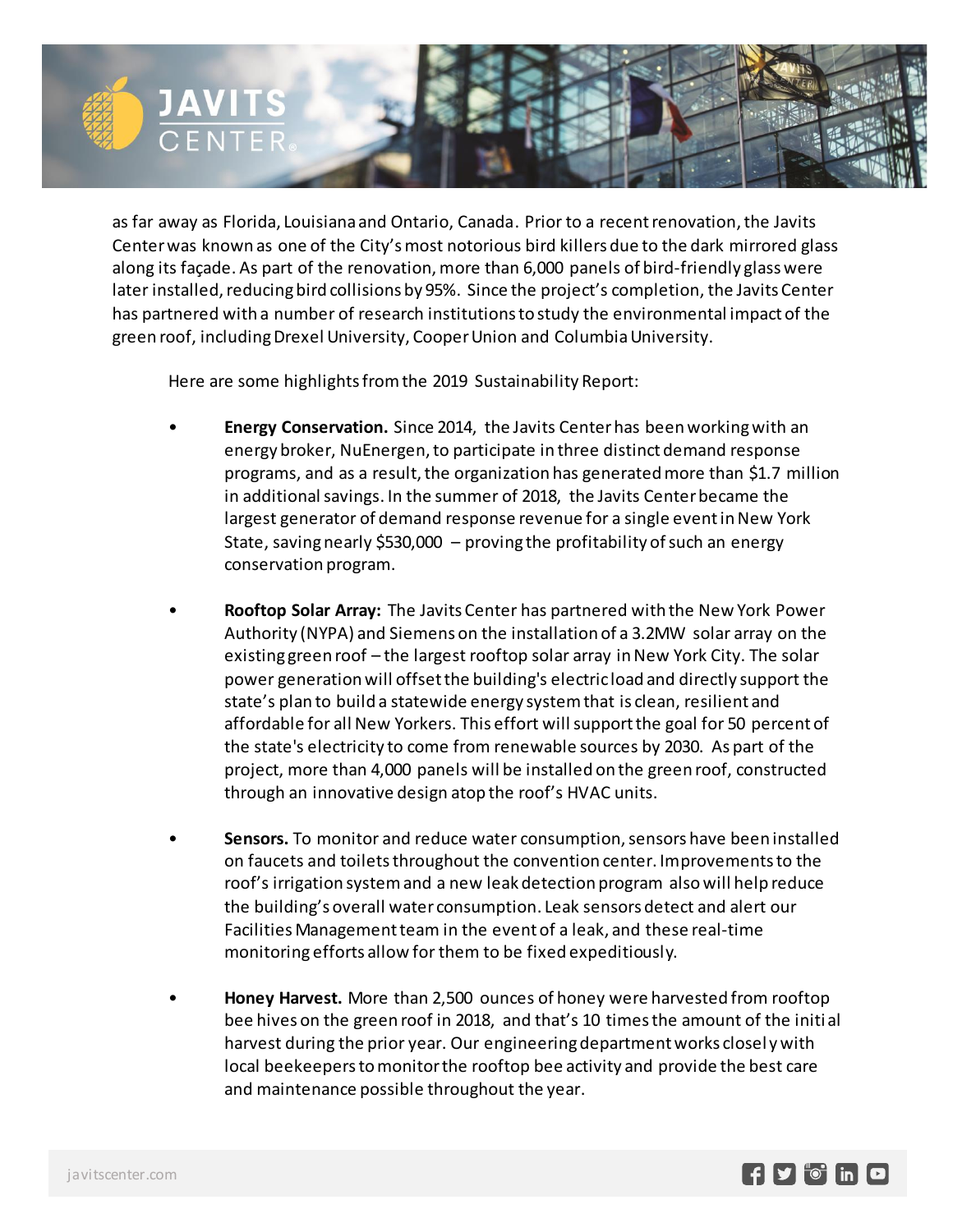as far away as Florida, Louisiana and Ontario, Canada. Prior to a recent renovation, the Javits Center was known as one of the City's most notorious bird killers due to the dark mirrored glass along its façade. As part of the renovation, more than 6,000 panels of bird-friendly glass were later installed, reducing bird collisions by 95%. Since the project's completion, the Javits Center has partnered with a number of research institutions to study the environmental impact of the green roof, including Drexel University, Cooper Union and Columbia University.

Here are some highlights from the 2019 Sustainability Report:

- **Energy Conservation.** Since 2014, the Javits Center has been working with an energy broker, NuEnergen, to participate in three distinct demand response programs, and as a result, the organization has generated more than $1.7 million in additional savings. In the summer of 2018, the Javits Center became the largest generator of demand response revenue for a single event in New York State, saving nearly $530,000 – proving the profitability of such an energy conservation program.

- **Rooftop Solar Array:** The Javits Center has partnered with the New York Power Authority (NYPA) and Siemens on the installation of a 3.2MW solar array on the existing green roof – the largest rooftop solar array in New York City. The solar power generation will offset the building's electric load and directly support the state's plan to build a statewide energy system that is clean, resilient and affordable for all New Yorkers. This effort will support the goal for 50 percent of the state's electricity to come from renewable sources by 2030. As part of the project, more than 4,000 panels will be installed on the green roof, constructed through an innovative design atop the roof's HVAC units.

- **Sensors.** To monitor and reduce water consumption, sensors have been installed on faucets and toilets throughout the convention center. Improvements to the roof's irrigation system and a new leak detection program also will help reduce the building's overall water consumption. Leak sensors detect and alert our Facilities Management team in the event of a leak, and these real-time monitoring efforts allow for them to be fixed expeditiously.

- **Honey Harvest.** More than 2,500 ounces of honey were harvested from rooftop bee hives on the green roof in 2018, and that's 10 times the amount of the initial harvest during the prior year. Our engineering department works closely with local beekeepers to monitor the rooftop bee activity and provide the best care and maintenance possible throughout the year.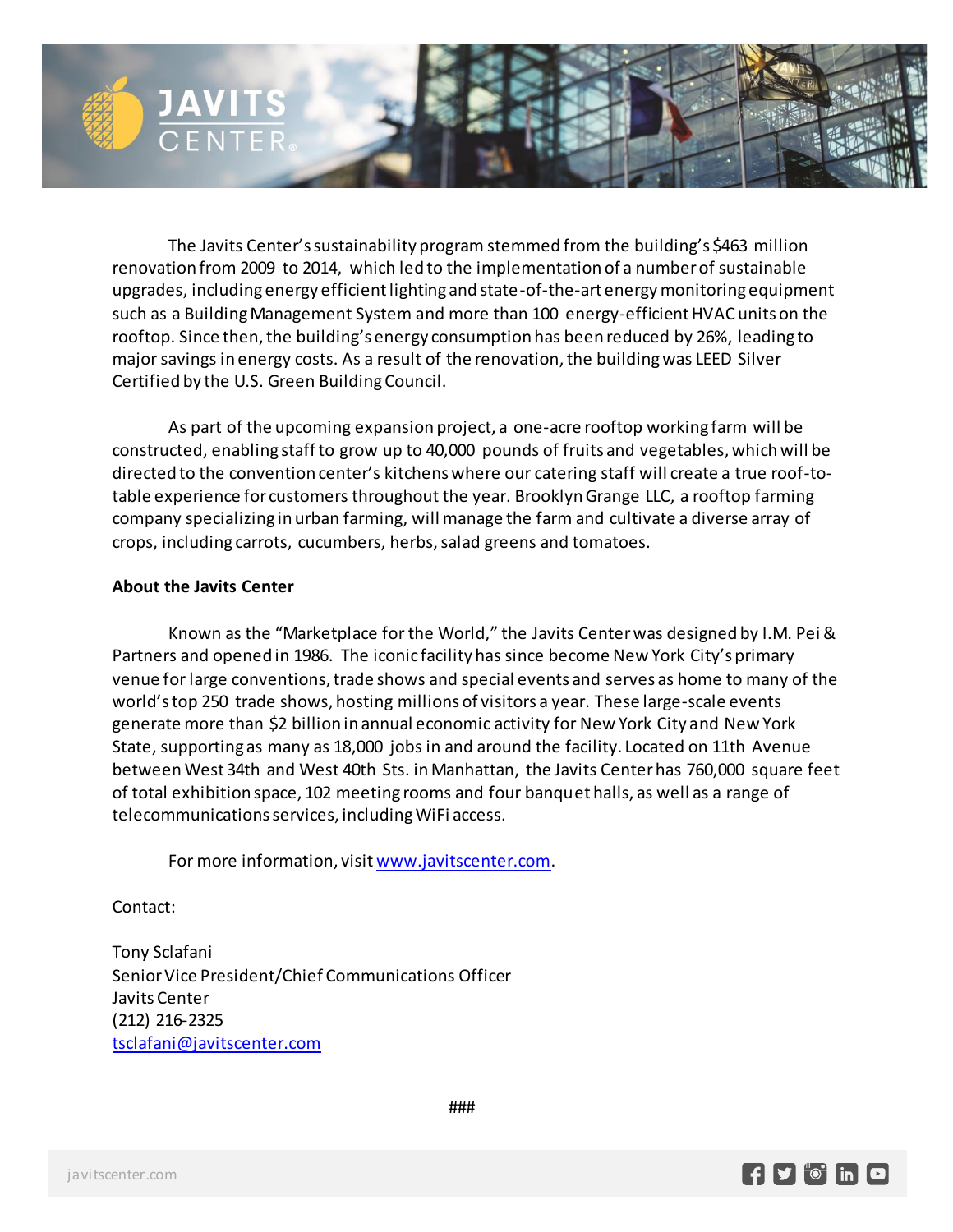The Javits Center's sustainability program stemmed from the building's $463 million renovation from 2009 to 2014, which led to the implementation of a number of sustainable upgrades, including energy efficient lighting and state-of-the-art energy monitoring equipment such as a Building Management System and more than 100 energy-efficient HVAC units on the rooftop. Since then, the building's energy consumption has been reduced by 26%, leading to major savings in energy costs. As a result of the renovation, the building was LEED Silver Certified by the U.S. Green Building Council.

As part of the upcoming expansion project, a one-acre rooftop working farm will be constructed, enabling staff to grow up to 40,000 pounds of fruits and vegetables, which will be directed to the convention center's kitchens where our catering staff will create a true roof-to-table experience for customers throughout the year. Brooklyn Grange LLC, a rooftop farming company specializing in urban farming, will manage the farm and cultivate a diverse array of crops, including carrots, cucumbers, herbs, salad greens and tomatoes.

**About the Javits Center**

Known as the "Marketplace for the World," the Javits Center was designed by I.M. Pei & Partners and opened in 1986. The iconic facility has since become New York City's primary venue for large conventions, trade shows and special events and serves as home to many of the world's top 250 trade shows, hosting millions of visitors a year. These large-scale events generate more than $2 billion in annual economic activity for New York City and New York State, supporting as many as 18,000 jobs in and around the facility. Located on 11th Avenue between West 34th and West 40th Sts. in Manhattan, the Javits Center has 760,000 square feet of total exhibition space, 102 meeting rooms and four banquet halls, as well as a range of telecommunications services, including WiFi access.

For more information, visit [www.javitscenter.com](http://www.javitscenter.com).

Contact:

Tony Sclafani
Senior Vice President/Chief Communications Officer
Javits Center
(212) 216-2325
[tsclafani@javitscenter.com](mailto:tsclafani@javitscenter.com)

###